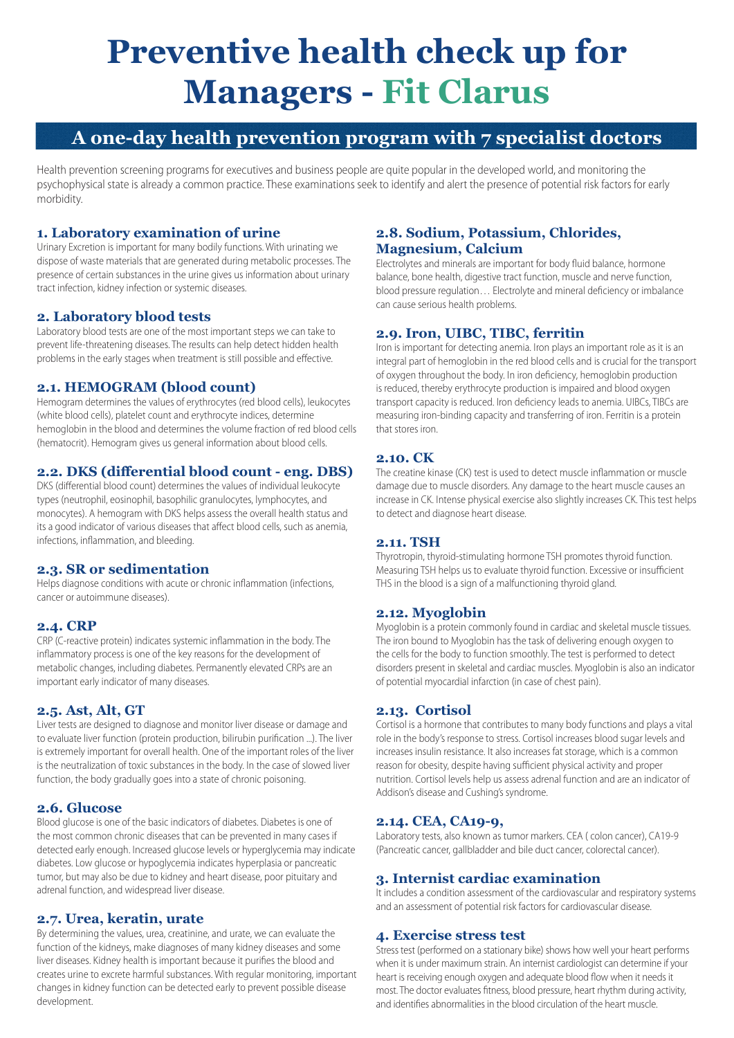# Preventive health check up for Managers - Fit Clarus

## A one-day health prevention program with 7 specialist doctors

Health prevention screening programs for executives and business people are quite popular in the developed world, and monitoring the psychophysical state is already a common practice. These examinations seek to identify and alert the presence of potential risk factors for early morbidity.

### 1. Laboratory examination of urine

Urinary Excretion is important for many bodily functions. With urinating we dispose of waste materials that are generated during metabolic processes. The presence of certain substances in the urine gives us information about urinary tract infection, kidney infection or systemic diseases.

### 2. Laboratory blood tests

Laboratory blood tests are one of the most important steps we can take to prevent life-threatening diseases. The results can help detect hidden health problems in the early stages when treatment is still possible and effective.

### 2.1. HEMOGRAM (blood count)

Hemogram determines the values of erythrocytes (red blood cells), leukocytes (white blood cells), platelet count and erythrocyte indices, determine hemoglobin in the blood and determines the volume fraction of red blood cells (hematocrit). Hemogram gives us general information about blood cells.

### 2.2. DKS (differential blood count - eng. DBS)

DKS (differential blood count) determines the values of individual leukocyte types (neutrophil, eosinophil, basophilic granulocytes, lymphocytes, and monocytes). A hemogram with DKS helps assess the overall health status and its a good indicator of various diseases that affect blood cells, such as anemia, infections, inflammation, and bleeding.

### 2.3. SR or sedimentation

Helps diagnose conditions with acute or chronic inflammation (infections, cancer or autoimmune diseases).

### 2.4. CRP

CRP (C-reactive protein) indicates systemic inflammation in the body. The inflammatory process is one of the key reasons for the development of metabolic changes, including diabetes. Permanently elevated CRPs are an important early indicator of many diseases.

### 2.5. Ast, Alt, GT

Liver tests are designed to diagnose and monitor liver disease or damage and to evaluate liver function (protein production, bilirubin purification ...). The liver is extremely important for overall health. One of the important roles of the liver is the neutralization of toxic substances in the body. In the case of slowed liver function, the body gradually goes into a state of chronic poisoning.

### 2.6. Glucose

Blood glucose is one of the basic indicators of diabetes. Diabetes is one of the most common chronic diseases that can be prevented in many cases if detected early enough. Increased glucose levels or hyperglycemia may indicate diabetes. Low glucose or hypoglycemia indicates hyperplasia or pancreatic tumor, but may also be due to kidney and heart disease, poor pituitary and adrenal function, and widespread liver disease.

### 2.7. Urea, keratin, urate

By determining the values, urea, creatinine, and urate, we can evaluate the function of the kidneys, make diagnoses of many kidney diseases and some liver diseases. Kidney health is important because it purifies the blood and creates urine to excrete harmful substances. With regular monitoring, important changes in kidney function can be detected early to prevent possible disease development.

### 2.8. Sodium, Potassium, Chlorides, Magnesium, Calcium

Electrolytes and minerals are important for body fluid balance, hormone balance, bone health, digestive tract function, muscle and nerve function, blood pressure regulation… Electrolyte and mineral deficiency or imbalance can cause serious health problems.

### 2.9. Iron, UIBC, TIBC, ferritin

Iron is important for detecting anemia. Iron plays an important role as it is an integral part of hemoglobin in the red blood cells and is crucial for the transport of oxygen throughout the body. In iron deficiency, hemoglobin production is reduced, thereby erythrocyte production is impaired and blood oxygen transport capacity is reduced. Iron deficiency leads to anemia. UIBCs, TIBCs are measuring iron-binding capacity and transferring of iron. Ferritin is a protein that stores iron.

### 2.10. CK

The creatine kinase (CK) test is used to detect muscle inflammation or muscle damage due to muscle disorders. Any damage to the heart muscle causes an increase in CK. Intense physical exercise also slightly increases CK. This test helps to detect and diagnose heart disease.

### 2.11. TSH

Thyrotropin, thyroid-stimulating hormone TSH promotes thyroid function. Measuring TSH helps us to evaluate thyroid function. Excessive or insufficient THS in the blood is a sign of a malfunctioning thyroid gland.

### 2.12. Myoglobin

Myoglobin is a protein commonly found in cardiac and skeletal muscle tissues. The iron bound to Myoglobin has the task of delivering enough oxygen to the cells for the body to function smoothly. The test is performed to detect disorders present in skeletal and cardiac muscles. Myoglobin is also an indicator of potential myocardial infarction (in case of chest pain).

### 2.13. Cortisol

Cortisol is a hormone that contributes to many body functions and plays a vital role in the body's response to stress. Cortisol increases blood sugar levels and increases insulin resistance. It also increases fat storage, which is a common reason for obesity, despite having sufficient physical activity and proper nutrition. Cortisol levels help us assess adrenal function and are an indicator of Addison's disease and Cushing's syndrome.

### 2.14. CEA, CA19-9,

Laboratory tests, also known as tumor markers. CEA ( colon cancer), CA19-9 (Pancreatic cancer, gallbladder and bile duct cancer, colorectal cancer).

### 3. Internist cardiac examination

It includes a condition assessment of the cardiovascular and respiratory systems and an assessment of potential risk factors for cardiovascular disease.

### 4. Exercise stress test

Stress test (performed on a stationary bike) shows how well your heart performs when it is under maximum strain. An internist cardiologist can determine if your heart is receiving enough oxygen and adequate blood flow when it needs it most. The doctor evaluates fitness, blood pressure, heart rhythm during activity, and identifies abnormalities in the blood circulation of the heart muscle.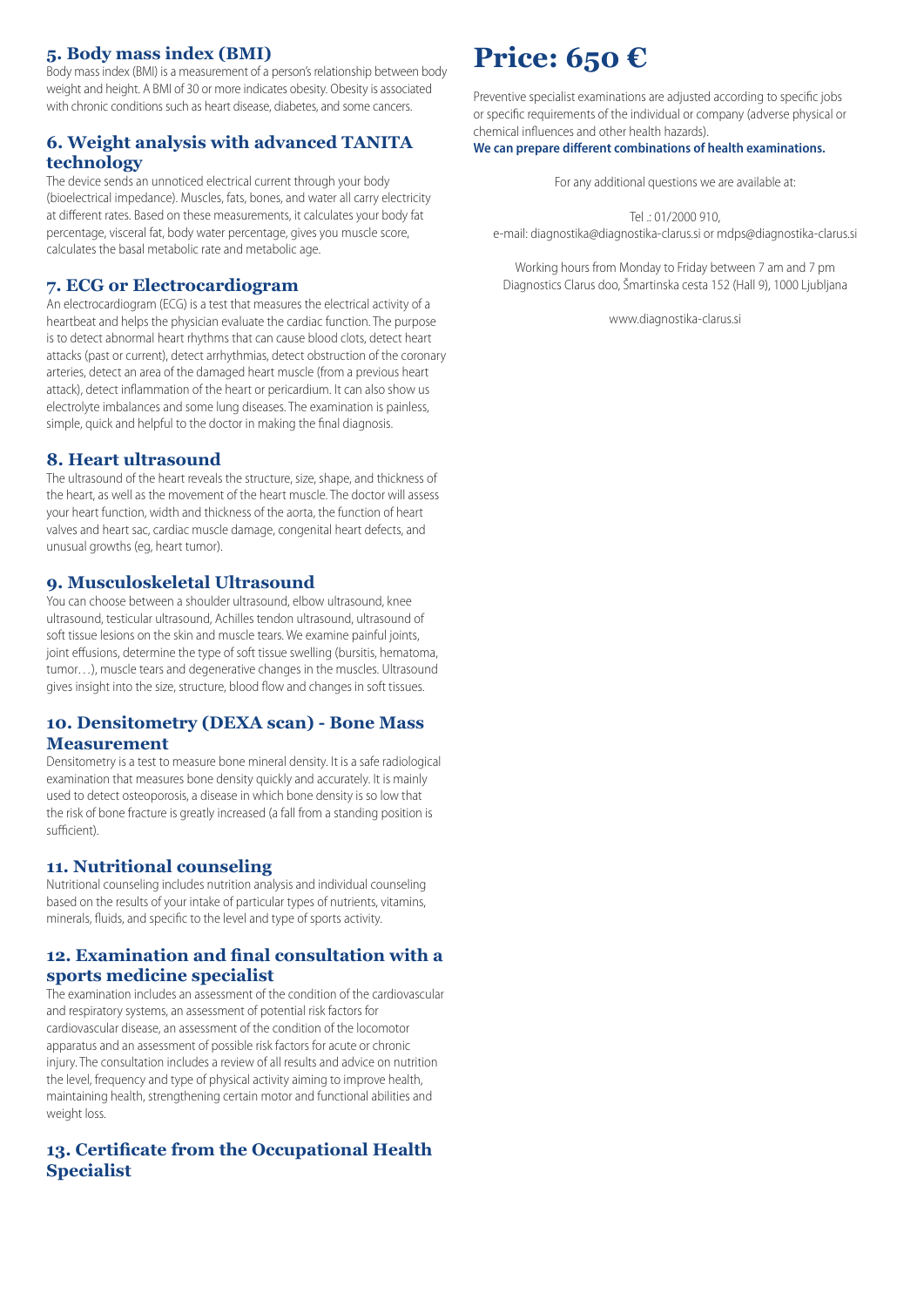## 5. Body mass index (BMI)

Body mass index (BMI) is a measurement of a person's relationship between body weight and height. A BMI of 30 or more indicates obesity. Obesity is associated with chronic conditions such as heart disease, diabetes, and some cancers.

## 6. Weight analysis with advanced TANITA technology

The device sends an unnoticed electrical current through your body (bioelectrical impedance). Muscles, fats, bones, and water all carry electricity at different rates. Based on these measurements, it calculates your body fat percentage, visceral fat, body water percentage, gives you muscle score, calculates the basal metabolic rate and metabolic age.

## 7. ECG or Electrocardiogram

An electrocardiogram (ECG) is a test that measures the electrical activity of a heartbeat and helps the physician evaluate the cardiac function. The purpose is to detect abnormal heart rhythms that can cause blood clots, detect heart attacks (past or current), detect arrhythmias, detect obstruction of the coronary arteries, detect an area of the damaged heart muscle (from a previous heart attack), detect inflammation of the heart or pericardium. It can also show us electrolyte imbalances and some lung diseases. The examination is painless, simple, quick and helpful to the doctor in making the final diagnosis.

## 8. Heart ultrasound

The ultrasound of the heart reveals the structure, size, shape, and thickness of the heart, as well as the movement of the heart muscle. The doctor will assess your heart function, width and thickness of the aorta, the function of heart valves and heart sac, cardiac muscle damage, congenital heart defects, and unusual growths (eg, heart tumor).

## 9. Musculoskeletal Ultrasound

You can choose between a shoulder ultrasound, elbow ultrasound, knee ultrasound, testicular ultrasound, Achilles tendon ultrasound, ultrasound of soft tissue lesions on the skin and muscle tears. We examine painful joints, joint effusions, determine the type of soft tissue swelling (bursitis, hematoma, tumor…), muscle tears and degenerative changes in the muscles. Ultrasound gives insight into the size, structure, blood flow and changes in soft tissues.

## 10. Densitometry (DEXA scan) - Bone Mass Measurement

Densitometry is a test to measure bone mineral density. It is a safe radiological examination that measures bone density quickly and accurately. It is mainly used to detect osteoporosis, a disease in which bone density is so low that the risk of bone fracture is greatly increased (a fall from a standing position is sufficient).

## 11. Nutritional counseling

Nutritional counseling includes nutrition analysis and individual counseling based on the results of your intake of particular types of nutrients, vitamins, minerals, fluids, and specific to the level and type of sports activity.

## 12. Examination and final consultation with a sports medicine specialist

The examination includes an assessment of the condition of the cardiovascular and respiratory systems, an assessment of potential risk factors for cardiovascular disease, an assessment of the condition of the locomotor apparatus and an assessment of possible risk factors for acute or chronic injury. The consultation includes a review of all results and advice on nutrition the level, frequency and type of physical activity aiming to improve health, maintaining health, strengthening certain motor and functional abilities and weight loss.

## 13. Certificate from the Occupational Health Specialist

# Price: 650 €

Preventive specialist examinations are adjusted according to specific jobs or specific requirements of the individual or company (adverse physical or chemical influences and other health hazards).

**We can prepare different combinations of health examinations.**

For any additional questions we are available at:

Tel .: 01/2000 910,
e-mail: diagnostika@diagnostika-clarus.si or mdps@diagnostika-clarus.si

Working hours from Monday to Friday between 7 am and 7 pm
Diagnostics Clarus doo, Šmartinska cesta 152 (Hall 9), 1000 Ljubljana

www.diagnostika-clarus.si